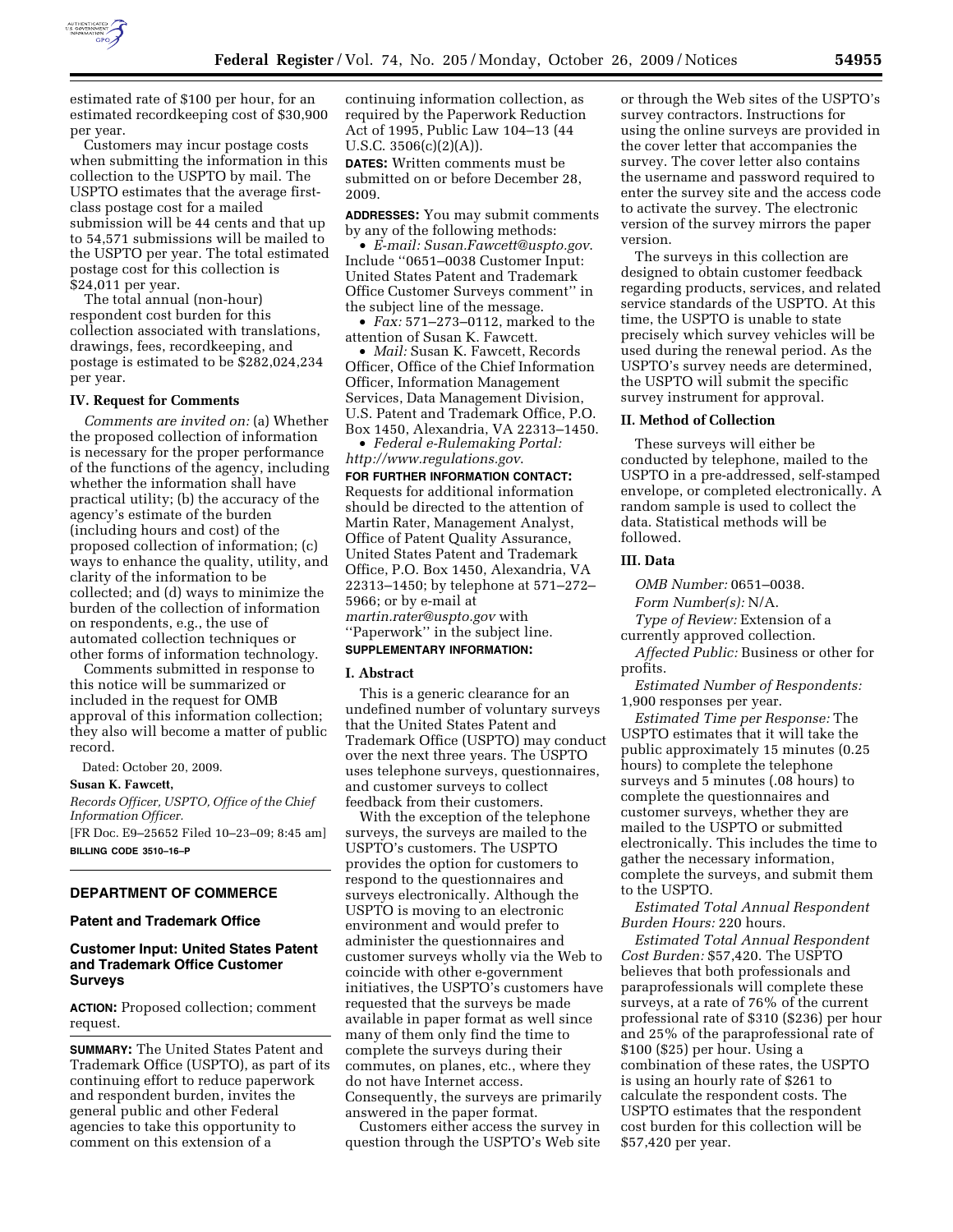estimated rate of $100 per hour, for an estimated recordkeeping cost of $30,900 per year.

Customers may incur postage costs when submitting the information in this collection to the USPTO by mail. The USPTO estimates that the average first-class postage cost for a mailed submission will be 44 cents and that up to 54,571 submissions will be mailed to the USPTO per year. The total estimated postage cost for this collection is $24,011 per year.

The total annual (non-hour) respondent cost burden for this collection associated with translations, drawings, fees, recordkeeping, and postage is estimated to be $282,024,234 per year.

### IV. Request for Comments

*Comments are invited on:* (a) Whether the proposed collection of information is necessary for the proper performance of the functions of the agency, including whether the information shall have practical utility; (b) the accuracy of the agency's estimate of the burden (including hours and cost) of the proposed collection of information; (c) ways to enhance the quality, utility, and clarity of the information to be collected; and (d) ways to minimize the burden of the collection of information on respondents, e.g., the use of automated collection techniques or other forms of information technology.

Comments submitted in response to this notice will be summarized or included in the request for OMB approval of this information collection; they also will become a matter of public record.

Dated: October 20, 2009.

**Susan K. Fawcett,**

*Records Officer, USPTO, Office of the Chief Information Officer.*

[FR Doc. E9–25652 Filed 10–23–09; 8:45 am]

**BILLING CODE 3510–16–P**

---

## DEPARTMENT OF COMMERCE

### Patent and Trademark Office

### Customer Input: United States Patent and Trademark Office Customer Surveys

**ACTION:** Proposed collection; comment request.

**SUMMARY:** The United States Patent and Trademark Office (USPTO), as part of its continuing effort to reduce paperwork and respondent burden, invites the general public and other Federal agencies to take this opportunity to comment on this extension of a continuing information collection, as required by the Paperwork Reduction Act of 1995, Public Law 104–13 (44 U.S.C. 3506(c)(2)(A)).

**DATES:** Written comments must be submitted on or before December 28, 2009.

**ADDRESSES:** You may submit comments by any of the following methods:

- *E-mail: Susan.Fawcett@uspto.gov.* Include ''0651–0038 Customer Input: United States Patent and Trademark Office Customer Surveys comment'' in the subject line of the message.
- *Fax:* 571–273–0112, marked to the attention of Susan K. Fawcett.
- *Mail:* Susan K. Fawcett, Records Officer, Office of the Chief Information Officer, Information Management Services, Data Management Division, U.S. Patent and Trademark Office, P.O. Box 1450, Alexandria, VA 22313–1450.
- *Federal e-Rulemaking Portal: http://www.regulations.gov.*

**FOR FURTHER INFORMATION CONTACT:** Requests for additional information should be directed to the attention of Martin Rater, Management Analyst, Office of Patent Quality Assurance, United States Patent and Trademark Office, P.O. Box 1450, Alexandria, VA 22313–1450; by telephone at 571–272–5966; or by e-mail at *martin.rater@uspto.gov* with ''Paperwork'' in the subject line.

**SUPPLEMENTARY INFORMATION:**

### I. Abstract

This is a generic clearance for an undefined number of voluntary surveys that the United States Patent and Trademark Office (USPTO) may conduct over the next three years. The USPTO uses telephone surveys, questionnaires, and customer surveys to collect feedback from their customers.

With the exception of the telephone surveys, the surveys are mailed to the USPTO's customers. The USPTO provides the option for customers to respond to the questionnaires and surveys electronically. Although the USPTO is moving to an electronic environment and would prefer to administer the questionnaires and customer surveys wholly via the Web to coincide with other e-government initiatives, the USPTO's customers have requested that the surveys be made available in paper format as well since many of them only find the time to complete the surveys during their commutes, on planes, etc., where they do not have Internet access. Consequently, the surveys are primarily answered in the paper format.

Customers either access the survey in question through the USPTO's Web site or through the Web sites of the USPTO's survey contractors. Instructions for using the online surveys are provided in the cover letter that accompanies the survey. The cover letter also contains the username and password required to enter the survey site and the access code to activate the survey. The electronic version of the survey mirrors the paper version.

The surveys in this collection are designed to obtain customer feedback regarding products, services, and related service standards of the USPTO. At this time, the USPTO is unable to state precisely which survey vehicles will be used during the renewal period. As the USPTO's survey needs are determined, the USPTO will submit the specific survey instrument for approval.

### II. Method of Collection

These surveys will either be conducted by telephone, mailed to the USPTO in a pre-addressed, self-stamped envelope, or completed electronically. A random sample is used to collect the data. Statistical methods will be followed.

### III. Data

*OMB Number:* 0651–0038.

*Form Number(s):* N/A.

*Type of Review:* Extension of a currently approved collection.

*Affected Public:* Business or other for profits.

*Estimated Number of Respondents:* 1,900 responses per year.

*Estimated Time per Response:* The USPTO estimates that it will take the public approximately 15 minutes (0.25 hours) to complete the telephone surveys and 5 minutes (.08 hours) to complete the questionnaires and customer surveys, whether they are mailed to the USPTO or submitted electronically. This includes the time to gather the necessary information, complete the surveys, and submit them to the USPTO.

*Estimated Total Annual Respondent Burden Hours:* 220 hours.

*Estimated Total Annual Respondent Cost Burden:* $57,420. The USPTO believes that both professionals and paraprofessionals will complete these surveys, at a rate of 76% of the current professional rate of $310 ($236) per hour and 25% of the paraprofessional rate of $100 ($25) per hour. Using a combination of these rates, the USPTO is using an hourly rate of $261 to calculate the respondent costs. The USPTO estimates that the respondent cost burden for this collection will be $57,420 per year.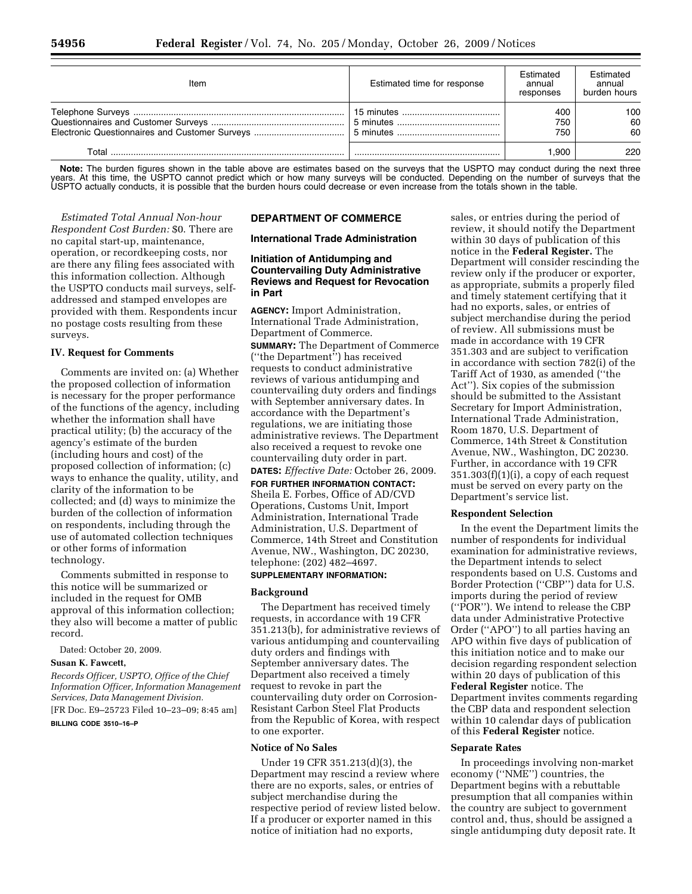| Item | Estimated time for response | Estimated annual responses | Estimated annual burden hours |
|---|---|---|---|
| Telephone Surveys | 15 minutes | 400 | 100 |
| Questionnaires and Customer Surveys | 5 minutes | 750 | 60 |
| Electronic Questionnaires and Customer Surveys | 5 minutes | 750 | 60 |
| Total | | 1,900 | 220 |

**Note:** The burden figures shown in the table above are estimates based on the surveys that the USPTO may conduct during the next three years. At this time, the USPTO cannot predict which or how many surveys will be conducted. Depending on the number of surveys that the USPTO actually conducts, it is possible that the burden hours could decrease or even increase from the totals shown in the table.

*Estimated Total Annual Non-hour Respondent Cost Burden:* $0. There are no capital start-up, maintenance, operation, or recordkeeping costs, nor are there any filing fees associated with this information collection. Although the USPTO conducts mail surveys, self-addressed and stamped envelopes are provided with them. Respondents incur no postage costs resulting from these surveys.

**IV. Request for Comments**

Comments are invited on: (a) Whether the proposed collection of information is necessary for the proper performance of the functions of the agency, including whether the information shall have practical utility; (b) the accuracy of the agency's estimate of the burden (including hours and cost) of the proposed collection of information; (c) ways to enhance the quality, utility, and clarity of the information to be collected; and (d) ways to minimize the burden of the collection of information on respondents, including through the use of automated collection techniques or other forms of information technology.

Comments submitted in response to this notice will be summarized or included in the request for OMB approval of this information collection; they also will become a matter of public record.

Dated: October 20, 2009.

**Susan K. Fawcett,**

*Records Officer, USPTO, Office of the Chief Information Officer, Information Management Services, Data Management Division.*

[FR Doc. E9–25723 Filed 10–23–09; 8:45 am]

**BILLING CODE 3510–16–P**

## DEPARTMENT OF COMMERCE

### International Trade Administration

### Initiation of Antidumping and Countervailing Duty Administrative Reviews and Request for Revocation in Part

**AGENCY:** Import Administration, International Trade Administration, Department of Commerce.

**SUMMARY:** The Department of Commerce (''the Department'') has received requests to conduct administrative reviews of various antidumping and countervailing duty orders and findings with September anniversary dates. In accordance with the Department's regulations, we are initiating those administrative reviews. The Department also received a request to revoke one countervailing duty order in part.

**DATES:** *Effective Date:* October 26, 2009.

**FOR FURTHER INFORMATION CONTACT:** Sheila E. Forbes, Office of AD/CVD Operations, Customs Unit, Import Administration, International Trade Administration, U.S. Department of Commerce, 14th Street and Constitution Avenue, NW., Washington, DC 20230, telephone: (202) 482–4697.

**SUPPLEMENTARY INFORMATION:**

**Background**

The Department has received timely requests, in accordance with 19 CFR 351.213(b), for administrative reviews of various antidumping and countervailing duty orders and findings with September anniversary dates. The Department also received a timely request to revoke in part the countervailing duty order on Corrosion-Resistant Carbon Steel Flat Products from the Republic of Korea, with respect to one exporter.

**Notice of No Sales**

Under 19 CFR 351.213(d)(3), the Department may rescind a review where there are no exports, sales, or entries of subject merchandise during the respective period of review listed below. If a producer or exporter named in this notice of initiation had no exports, sales, or entries during the period of review, it should notify the Department within 30 days of publication of this notice in the **Federal Register.** The Department will consider rescinding the review only if the producer or exporter, as appropriate, submits a properly filed and timely statement certifying that it had no exports, sales, or entries of subject merchandise during the period of review. All submissions must be made in accordance with 19 CFR 351.303 and are subject to verification in accordance with section 782(i) of the Tariff Act of 1930, as amended (''the Act''). Six copies of the submission should be submitted to the Assistant Secretary for Import Administration, International Trade Administration, Room 1870, U.S. Department of Commerce, 14th Street & Constitution Avenue, NW., Washington, DC 20230. Further, in accordance with 19 CFR 351.303(f)(1)(i), a copy of each request must be served on every party on the Department's service list.

**Respondent Selection**

In the event the Department limits the number of respondents for individual examination for administrative reviews, the Department intends to select respondents based on U.S. Customs and Border Protection (''CBP'') data for U.S. imports during the period of review (''POR''). We intend to release the CBP data under Administrative Protective Order (''APO'') to all parties having an APO within five days of publication of this initiation notice and to make our decision regarding respondent selection within 20 days of publication of this **Federal Register** notice. The Department invites comments regarding the CBP data and respondent selection within 10 calendar days of publication of this **Federal Register** notice.

**Separate Rates**

In proceedings involving non-market economy (''NME'') countries, the Department begins with a rebuttable presumption that all companies within the country are subject to government control and, thus, should be assigned a single antidumping duty deposit rate. It